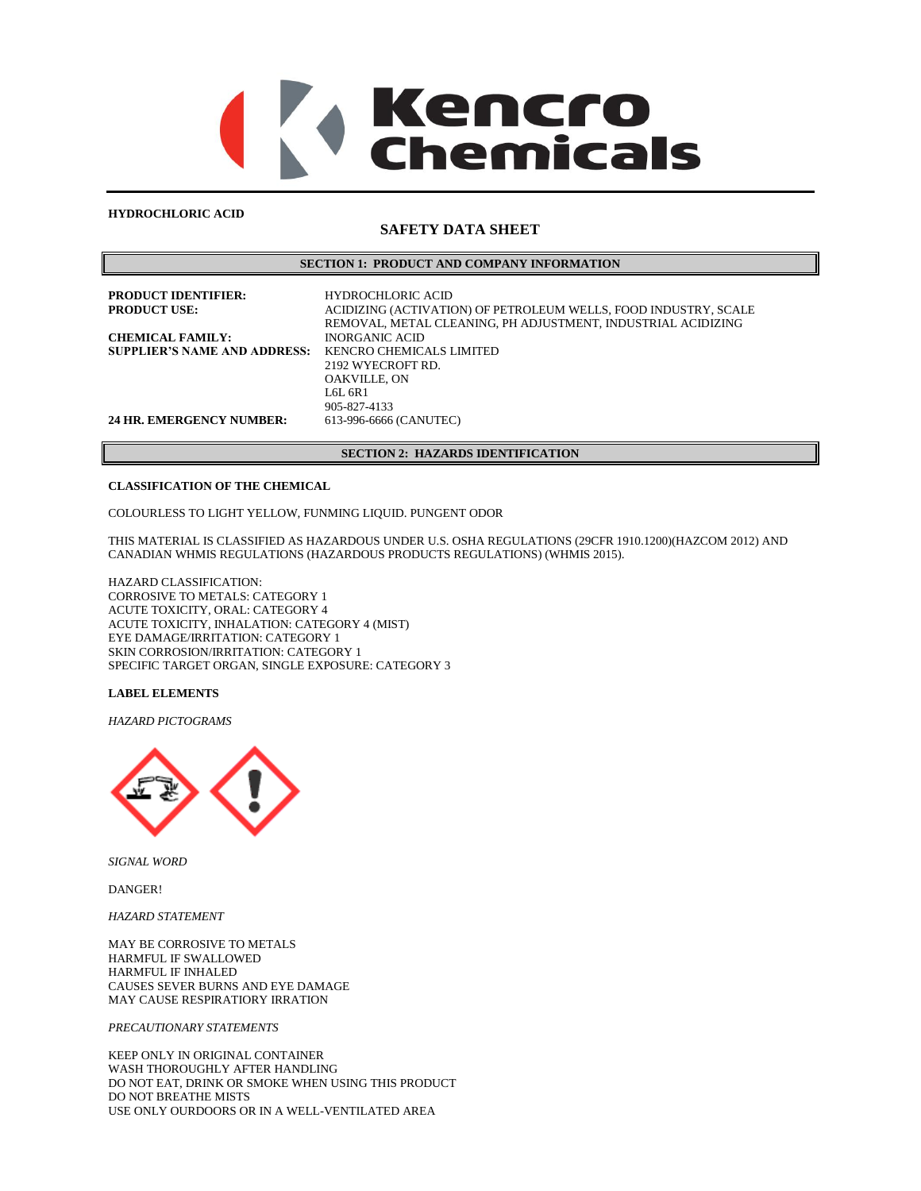Kencro Chemicals

**HYDROCHLORIC ACID**

# SAFETY DATA SHEET

## SECTION 1: PRODUCT AND COMPANY INFORMATION

| | |
|---|---|
| **PRODUCT IDENTIFIER:** | HYDROCHLORIC ACID |
| **PRODUCT USE:** | ACIDIZING (ACTIVATION) OF PETROLEUM WELLS, FOOD INDUSTRY, SCALE REMOVAL, METAL CLEANING, PH ADJUSTMENT, INDUSTRIAL ACIDIZING |
| **CHEMICAL FAMILY:** | INORGANIC ACID |
| **SUPPLIER'S NAME AND ADDRESS:** | KENCRO CHEMICALS LIMITED<br>2192 WYECROFT RD.<br>OAKVILLE, ON<br>L6L 6R1<br>905-827-4133 |
| **24 HR. EMERGENCY NUMBER:** | 613-996-6666 (CANUTEC) |

## SECTION 2: HAZARDS IDENTIFICATION

**CLASSIFICATION OF THE CHEMICAL**

COLOURLESS TO LIGHT YELLOW, FUNMING LIQUID. PUNGENT ODOR

THIS MATERIAL IS CLASSIFIED AS HAZARDOUS UNDER U.S. OSHA REGULATIONS (29CFR 1910.1200)(HAZCOM 2012) AND CANADIAN WHMIS REGULATIONS (HAZARDOUS PRODUCTS REGULATIONS) (WHMIS 2015).

HAZARD CLASSIFICATION:
CORROSIVE TO METALS: CATEGORY 1
ACUTE TOXICITY, ORAL: CATEGORY 4
ACUTE TOXICITY, INHALATION: CATEGORY 4 (MIST)
EYE DAMAGE/IRRITATION: CATEGORY 1
SKIN CORROSION/IRRITATION: CATEGORY 1
SPECIFIC TARGET ORGAN, SINGLE EXPOSURE: CATEGORY 3

**LABEL ELEMENTS**

*HAZARD PICTOGRAMS*

*SIGNAL WORD*

DANGER!

*HAZARD STATEMENT*

MAY BE CORROSIVE TO METALS
HARMFUL IF SWALLOWED
HARMFUL IF INHALED
CAUSES SEVER BURNS AND EYE DAMAGE
MAY CAUSE RESPIRATIORY IRRATION

*PRECAUTIONARY STATEMENTS*

KEEP ONLY IN ORIGINAL CONTAINER
WASH THOROUGHLY AFTER HANDLING
DO NOT EAT, DRINK OR SMOKE WHEN USING THIS PRODUCT
DO NOT BREATHE MISTS
USE ONLY OURDOORS OR IN A WELL-VENTILATED AREA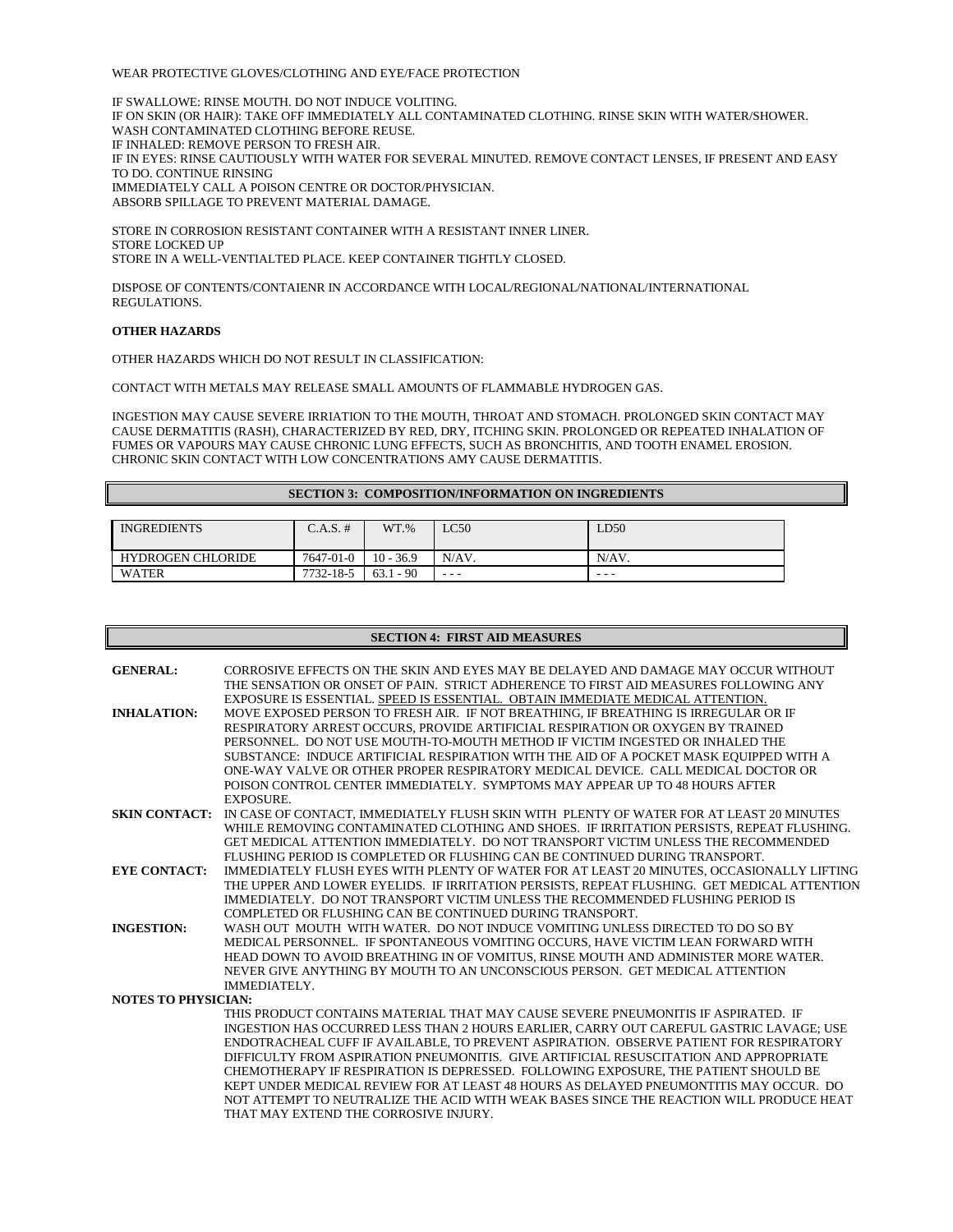WEAR PROTECTIVE GLOVES/CLOTHING AND EYE/FACE PROTECTION

IF SWALLOWE: RINSE MOUTH. DO NOT INDUCE VOLITING.
IF ON SKIN (OR HAIR): TAKE OFF IMMEDIATELY ALL CONTAMINATED CLOTHING. RINSE SKIN WITH WATER/SHOWER.
WASH CONTAMINATED CLOTHING BEFORE REUSE.
IF INHALED: REMOVE PERSON TO FRESH AIR.
IF IN EYES: RINSE CAUTIOUSLY WITH WATER FOR SEVERAL MINUTED. REMOVE CONTACT LENSES, IF PRESENT AND EASY TO DO. CONTINUE RINSING
IMMEDIATELY CALL A POISON CENTRE OR DOCTOR/PHYSICIAN.
ABSORB SPILLAGE TO PREVENT MATERIAL DAMAGE.

STORE IN CORROSION RESISTANT CONTAINER WITH A RESISTANT INNER LINER.
STORE LOCKED UP
STORE IN A WELL-VENTIALTED PLACE. KEEP CONTAINER TIGHTLY CLOSED.

DISPOSE OF CONTENTS/CONTAIENR IN ACCORDANCE WITH LOCAL/REGIONAL/NATIONAL/INTERNATIONAL REGULATIONS.

**OTHER HAZARDS**

OTHER HAZARDS WHICH DO NOT RESULT IN CLASSIFICATION:

CONTACT WITH METALS MAY RELEASE SMALL AMOUNTS OF FLAMMABLE HYDROGEN GAS.

INGESTION MAY CAUSE SEVERE IRRIATION TO THE MOUTH, THROAT AND STOMACH. PROLONGED SKIN CONTACT MAY CAUSE DERMATITIS (RASH), CHARACTERIZED BY RED, DRY, ITCHING SKIN. PROLONGED OR REPEATED INHALATION OF FUMES OR VAPOURS MAY CAUSE CHRONIC LUNG EFFECTS, SUCH AS BRONCHITIS, AND TOOTH ENAMEL EROSION. CHRONIC SKIN CONTACT WITH LOW CONCENTRATIONS AMY CAUSE DERMATITIS.

## SECTION 3: COMPOSITION/INFORMATION ON INGREDIENTS

| INGREDIENTS | C.A.S. # | WT.% | LC50 | LD50 |
|---|---|---|---|---|
| HYDROGEN CHLORIDE | 7647-01-0 | 10 - 36.9 | N/AV. | N/AV. |
| WATER | 7732-18-5 | 63.1 - 90 | - - - | - - - |

## SECTION 4: FIRST AID MEASURES

**GENERAL:** CORROSIVE EFFECTS ON THE SKIN AND EYES MAY BE DELAYED AND DAMAGE MAY OCCUR WITHOUT THE SENSATION OR ONSET OF PAIN. STRICT ADHERENCE TO FIRST AID MEASURES FOLLOWING ANY EXPOSURE IS ESSENTIAL. SPEED IS ESSENTIAL. OBTAIN IMMEDIATE MEDICAL ATTENTION.

**INHALATION:** MOVE EXPOSED PERSON TO FRESH AIR. IF NOT BREATHING, IF BREATHING IS IRREGULAR OR IF RESPIRATORY ARREST OCCURS, PROVIDE ARTIFICIAL RESPIRATION OR OXYGEN BY TRAINED PERSONNEL. DO NOT USE MOUTH-TO-MOUTH METHOD IF VICTIM INGESTED OR INHALED THE SUBSTANCE: INDUCE ARTIFICIAL RESPIRATION WITH THE AID OF A POCKET MASK EQUIPPED WITH A ONE-WAY VALVE OR OTHER PROPER RESPIRATORY MEDICAL DEVICE. CALL MEDICAL DOCTOR OR POISON CONTROL CENTER IMMEDIATELY. SYMPTOMS MAY APPEAR UP TO 48 HOURS AFTER EXPOSURE.

**SKIN CONTACT:** IN CASE OF CONTACT, IMMEDIATELY FLUSH SKIN WITH PLENTY OF WATER FOR AT LEAST 20 MINUTES WHILE REMOVING CONTAMINATED CLOTHING AND SHOES. IF IRRITATION PERSISTS, REPEAT FLUSHING. GET MEDICAL ATTENTION IMMEDIATELY. DO NOT TRANSPORT VICTIM UNLESS THE RECOMMENDED FLUSHING PERIOD IS COMPLETED OR FLUSHING CAN BE CONTINUED DURING TRANSPORT.

**EYE CONTACT:** IMMEDIATELY FLUSH EYES WITH PLENTY OF WATER FOR AT LEAST 20 MINUTES, OCCASIONALLY LIFTING THE UPPER AND LOWER EYELIDS. IF IRRITATION PERSISTS, REPEAT FLUSHING. GET MEDICAL ATTENTION IMMEDIATELY. DO NOT TRANSPORT VICTIM UNLESS THE RECOMMENDED FLUSHING PERIOD IS COMPLETED OR FLUSHING CAN BE CONTINUED DURING TRANSPORT.

**INGESTION:** WASH OUT MOUTH WITH WATER. DO NOT INDUCE VOMITING UNLESS DIRECTED TO DO SO BY MEDICAL PERSONNEL. IF SPONTANEOUS VOMITING OCCURS, HAVE VICTIM LEAN FORWARD WITH HEAD DOWN TO AVOID BREATHING IN OF VOMITUS, RINSE MOUTH AND ADMINISTER MORE WATER. NEVER GIVE ANYTHING BY MOUTH TO AN UNCONSCIOUS PERSON. GET MEDICAL ATTENTION IMMEDIATELY.

**NOTES TO PHYSICIAN:**

THIS PRODUCT CONTAINS MATERIAL THAT MAY CAUSE SEVERE PNEUMONITIS IF ASPIRATED. IF INGESTION HAS OCCURRED LESS THAN 2 HOURS EARLIER, CARRY OUT CAREFUL GASTRIC LAVAGE; USE ENDOTRACHEAL CUFF IF AVAILABLE, TO PREVENT ASPIRATION. OBSERVE PATIENT FOR RESPIRATORY DIFFICULTY FROM ASPIRATION PNEUMONITIS. GIVE ARTIFICIAL RESUSCITATION AND APPROPRIATE CHEMOTHERAPY IF RESPIRATION IS DEPRESSED. FOLLOWING EXPOSURE, THE PATIENT SHOULD BE KEPT UNDER MEDICAL REVIEW FOR AT LEAST 48 HOURS AS DELAYED PNEUMONTITIS MAY OCCUR. DO NOT ATTEMPT TO NEUTRALIZE THE ACID WITH WEAK BASES SINCE THE REACTION WILL PRODUCE HEAT THAT MAY EXTEND THE CORROSIVE INJURY.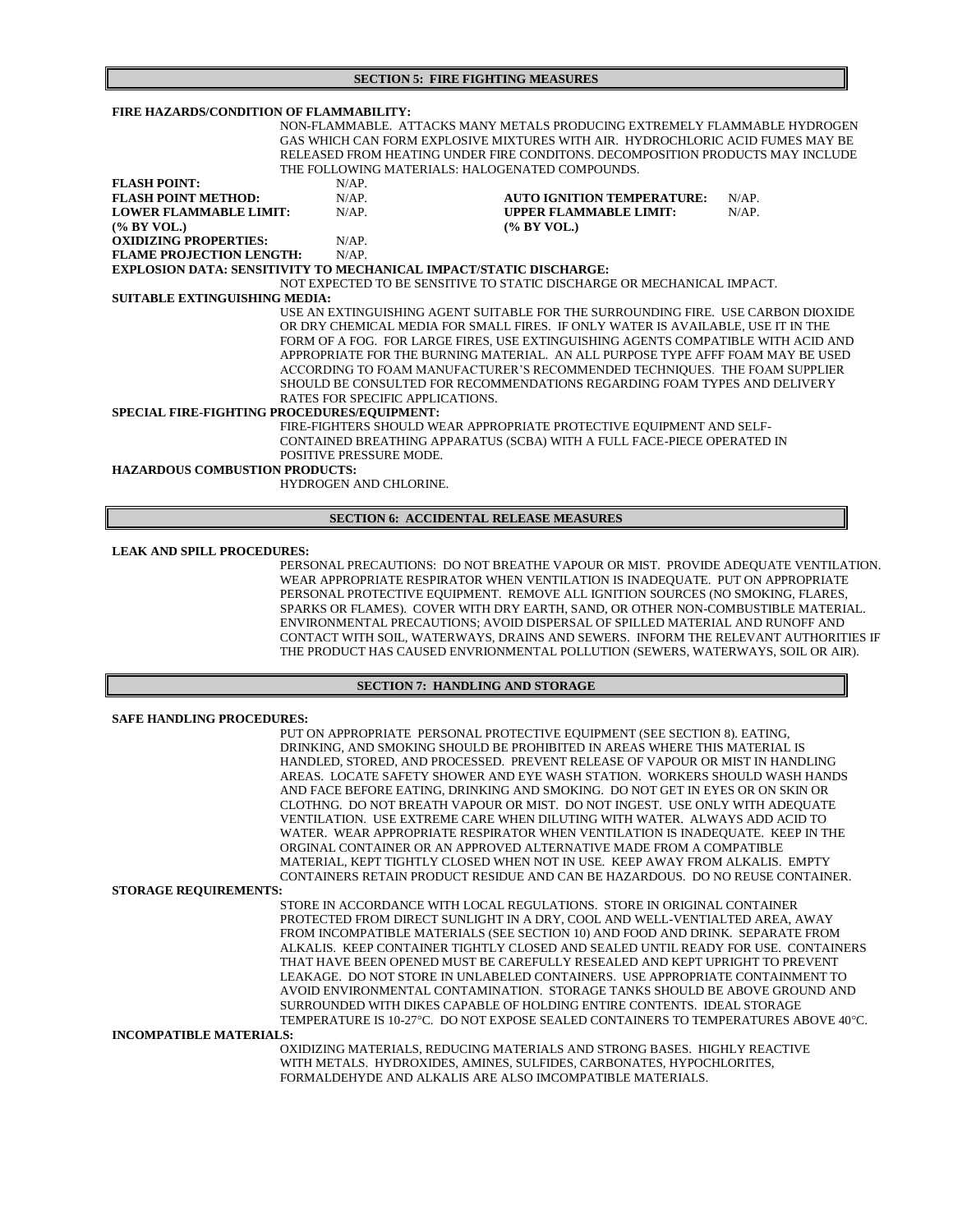## SECTION 5: FIRE FIGHTING MEASURES

**FIRE HAZARDS/CONDITION OF FLAMMABILITY:**

NON-FLAMMABLE. ATTACKS MANY METALS PRODUCING EXTREMELY FLAMMABLE HYDROGEN GAS WHICH CAN FORM EXPLOSIVE MIXTURES WITH AIR. HYDROCHLORIC ACID FUMES MAY BE RELEASED FROM HEATING UNDER FIRE CONDITONS. DECOMPOSITION PRODUCTS MAY INCLUDE THE FOLLOWING MATERIALS: HALOGENATED COMPOUNDS.

| | | | |
|---|---|---|---|
| **FLASH POINT:** | N/AP. | | |
| **FLASH POINT METHOD:** | N/AP. | **AUTO IGNITION TEMPERATURE:** | N/AP. |
| **LOWER FLAMMABLE LIMIT: (% BY VOL.)** | N/AP. | **UPPER FLAMMABLE LIMIT: (% BY VOL.)** | N/AP. |
| **OXIDIZING PROPERTIES:** | N/AP. | | |
| **FLAME PROJECTION LENGTH:** | N/AP. | | |

**EXPLOSION DATA: SENSITIVITY TO MECHANICAL IMPACT/STATIC DISCHARGE:**

NOT EXPECTED TO BE SENSITIVE TO STATIC DISCHARGE OR MECHANICAL IMPACT.

**SUITABLE EXTINGUISHING MEDIA:**

USE AN EXTINGUISHING AGENT SUITABLE FOR THE SURROUNDING FIRE. USE CARBON DIOXIDE OR DRY CHEMICAL MEDIA FOR SMALL FIRES. IF ONLY WATER IS AVAILABLE, USE IT IN THE FORM OF A FOG. FOR LARGE FIRES, USE EXTINGUISHING AGENTS COMPATIBLE WITH ACID AND APPROPRIATE FOR THE BURNING MATERIAL. AN ALL PURPOSE TYPE AFFF FOAM MAY BE USED ACCORDING TO FOAM MANUFACTURER'S RECOMMENDED TECHNIQUES. THE FOAM SUPPLIER SHOULD BE CONSULTED FOR RECOMMENDATIONS REGARDING FOAM TYPES AND DELIVERY RATES FOR SPECIFIC APPLICATIONS.

**SPECIAL FIRE-FIGHTING PROCEDURES/EQUIPMENT:**

FIRE-FIGHTERS SHOULD WEAR APPROPRIATE PROTECTIVE EQUIPMENT AND SELF-CONTAINED BREATHING APPARATUS (SCBA) WITH A FULL FACE-PIECE OPERATED IN POSITIVE PRESSURE MODE.

**HAZARDOUS COMBUSTION PRODUCTS:**

HYDROGEN AND CHLORINE.

## SECTION 6: ACCIDENTAL RELEASE MEASURES

**LEAK AND SPILL PROCEDURES:**

PERSONAL PRECAUTIONS: DO NOT BREATHE VAPOUR OR MIST. PROVIDE ADEQUATE VENTILATION. WEAR APPROPRIATE RESPIRATOR WHEN VENTILATION IS INADEQUATE. PUT ON APPROPRIATE PERSONAL PROTECTIVE EQUIPMENT. REMOVE ALL IGNITION SOURCES (NO SMOKING, FLARES, SPARKS OR FLAMES). COVER WITH DRY EARTH, SAND, OR OTHER NON-COMBUSTIBLE MATERIAL. ENVIRONMENTAL PRECAUTIONS; AVOID DISPERSAL OF SPILLED MATERIAL AND RUNOFF AND CONTACT WITH SOIL, WATERWAYS, DRAINS AND SEWERS. INFORM THE RELEVANT AUTHORITIES IF THE PRODUCT HAS CAUSED ENVRIONMENTAL POLLUTION (SEWERS, WATERWAYS, SOIL OR AIR).

## SECTION 7: HANDLING AND STORAGE

**SAFE HANDLING PROCEDURES:**

PUT ON APPROPRIATE PERSONAL PROTECTIVE EQUIPMENT (SEE SECTION 8). EATING, DRINKING, AND SMOKING SHOULD BE PROHIBITED IN AREAS WHERE THIS MATERIAL IS HANDLED, STORED, AND PROCESSED. PREVENT RELEASE OF VAPOUR OR MIST IN HANDLING AREAS. LOCATE SAFETY SHOWER AND EYE WASH STATION. WORKERS SHOULD WASH HANDS AND FACE BEFORE EATING, DRINKING AND SMOKING. DO NOT GET IN EYES OR ON SKIN OR CLOTHNG. DO NOT BREATH VAPOUR OR MIST. DO NOT INGEST. USE ONLY WITH ADEQUATE VENTILATION. USE EXTREME CARE WHEN DILUTING WITH WATER. ALWAYS ADD ACID TO WATER. WEAR APPROPRIATE RESPIRATOR WHEN VENTILATION IS INADEQUATE. KEEP IN THE ORGINAL CONTAINER OR AN APPROVED ALTERNATIVE MADE FROM A COMPATIBLE MATERIAL, KEPT TIGHTLY CLOSED WHEN NOT IN USE. KEEP AWAY FROM ALKALIS. EMPTY CONTAINERS RETAIN PRODUCT RESIDUE AND CAN BE HAZARDOUS. DO NO REUSE CONTAINER.

**STORAGE REQUIREMENTS:**

STORE IN ACCORDANCE WITH LOCAL REGULATIONS. STORE IN ORIGINAL CONTAINER PROTECTED FROM DIRECT SUNLIGHT IN A DRY, COOL AND WELL-VENTIALTED AREA, AWAY FROM INCOMPATIBLE MATERIALS (SEE SECTION 10) AND FOOD AND DRINK. SEPARATE FROM ALKALIS. KEEP CONTAINER TIGHTLY CLOSED AND SEALED UNTIL READY FOR USE. CONTAINERS THAT HAVE BEEN OPENED MUST BE CAREFULLY RESEALED AND KEPT UPRIGHT TO PREVENT LEAKAGE. DO NOT STORE IN UNLABELED CONTAINERS. USE APPROPRIATE CONTAINMENT TO AVOID ENVIRONMENTAL CONTAMINATION. STORAGE TANKS SHOULD BE ABOVE GROUND AND SURROUNDED WITH DIKES CAPABLE OF HOLDING ENTIRE CONTENTS. IDEAL STORAGE TEMPERATURE IS 10-27°C. DO NOT EXPOSE SEALED CONTAINERS TO TEMPERATURES ABOVE 40°C.

**INCOMPATIBLE MATERIALS:**

OXIDIZING MATERIALS, REDUCING MATERIALS AND STRONG BASES. HIGHLY REACTIVE WITH METALS. HYDROXIDES, AMINES, SULFIDES, CARBONATES, HYPOCHLORITES, FORMALDEHYDE AND ALKALIS ARE ALSO IMCOMPATIBLE MATERIALS.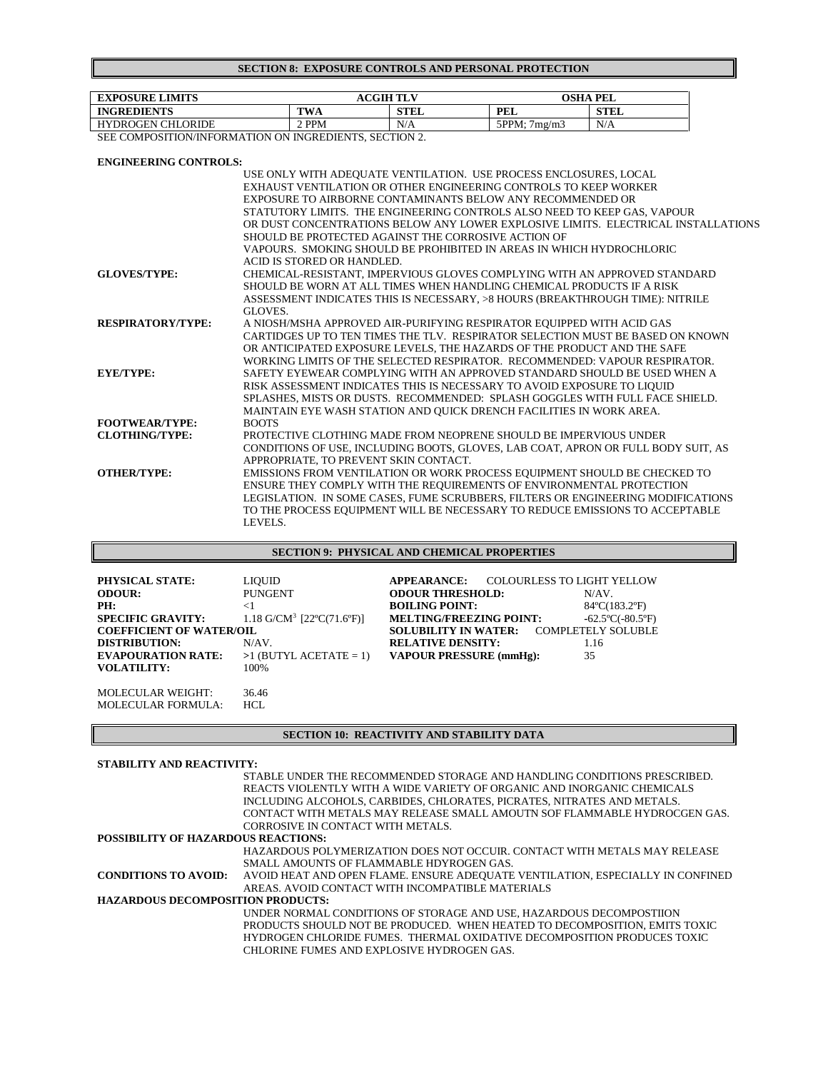## SECTION 8: EXPOSURE CONTROLS AND PERSONAL PROTECTION

| EXPOSURE LIMITS | ACGIH TLV | | OSHA PEL | |
|---|---|---|---|---|
| INGREDIENTS | TWA | STEL | PEL | STEL |
| HYDROGEN CHLORIDE | 2 PPM | N/A | 5PPM; 7mg/m3 | N/A |

SEE COMPOSITION/INFORMATION ON INGREDIENTS, SECTION 2.

**ENGINEERING CONTROLS:**
USE ONLY WITH ADEQUATE VENTILATION. USE PROCESS ENCLOSURES, LOCAL EXHAUST VENTILATION OR OTHER ENGINEERING CONTROLS TO KEEP WORKER EXPOSURE TO AIRBORNE CONTAMINANTS BELOW ANY RECOMMENDED OR STATUTORY LIMITS. THE ENGINEERING CONTROLS ALSO NEED TO KEEP GAS, VAPOUR OR DUST CONCENTRATIONS BELOW ANY LOWER EXPLOSIVE LIMITS. ELECTRICAL INSTALLATIONS SHOULD BE PROTECTED AGAINST THE CORROSIVE ACTION OF VAPOURS. SMOKING SHOULD BE PROHIBITED IN AREAS IN WHICH HYDROCHLORIC ACID IS STORED OR HANDLED.

**GLOVES/TYPE:** CHEMICAL-RESISTANT, IMPERVIOUS GLOVES COMPLYING WITH AN APPROVED STANDARD SHOULD BE WORN AT ALL TIMES WHEN HANDLING CHEMICAL PRODUCTS IF A RISK ASSESSMENT INDICATES THIS IS NECESSARY, >8 HOURS (BREAKTHROUGH TIME): NITRILE GLOVES.

**RESPIRATORY/TYPE:** A NIOSH/MSHA APPROVED AIR-PURIFYING RESPIRATOR EQUIPPED WITH ACID GAS CARTIDGES UP TO TEN TIMES THE TLV. RESPIRATOR SELECTION MUST BE BASED ON KNOWN OR ANTICIPATED EXPOSURE LEVELS, THE HAZARDS OF THE PRODUCT AND THE SAFE WORKING LIMITS OF THE SELECTED RESPIRATOR. RECOMMENDED: VAPOUR RESPIRATOR.

**EYE/TYPE:** SAFETY EYEWEAR COMPLYING WITH AN APPROVED STANDARD SHOULD BE USED WHEN A RISK ASSESSMENT INDICATES THIS IS NECESSARY TO AVOID EXPOSURE TO LIQUID SPLASHES, MISTS OR DUSTS. RECOMMENDED: SPLASH GOGGLES WITH FULL FACE SHIELD. MAINTAIN EYE WASH STATION AND QUICK DRENCH FACILITIES IN WORK AREA.

**FOOTWEAR/TYPE:** BOOTS

**CLOTHING/TYPE:** PROTECTIVE CLOTHING MADE FROM NEOPRENE SHOULD BE IMPERVIOUS UNDER CONDITIONS OF USE, INCLUDING BOOTS, GLOVES, LAB COAT, APRON OR FULL BODY SUIT, AS APPROPRIATE, TO PREVENT SKIN CONTACT.

**OTHER/TYPE:** EMISSIONS FROM VENTILATION OR WORK PROCESS EQUIPMENT SHOULD BE CHECKED TO ENSURE THEY COMPLY WITH THE REQUIREMENTS OF ENVIRONMENTAL PROTECTION LEGISLATION. IN SOME CASES, FUME SCRUBBERS, FILTERS OR ENGINEERING MODIFICATIONS TO THE PROCESS EQUIPMENT WILL BE NECESSARY TO REDUCE EMISSIONS TO ACCEPTABLE LEVELS.

## SECTION 9: PHYSICAL AND CHEMICAL PROPERTIES

**PHYSICAL STATE:** LIQUID
**ODOUR:** PUNGENT
**PH:** <1
**SPECIFIC GRAVITY:** 1.18 G/CM$^3$ [22ºC(71.6ºF)]
**COEFFICIENT OF WATER/OIL DISTRIBUTION:** N/AV.
**EVAPOURATION RATE:** >1 (BUTYL ACETATE = 1)
**VOLATILITY:** 100%

**APPEARANCE:** COLOURLESS TO LIGHT YELLOW
**ODOUR THRESHOLD:** N/AV.
**BOILING POINT:** 84ºC(183.2ºF)
**MELTING/FREEZING POINT:** -62.5ºC(-80.5ºF)
**SOLUBILITY IN WATER:** COMPLETELY SOLUBLE
**RELATIVE DENSITY:** 1.16
**VAPOUR PRESSURE (mmHg):** 35

MOLECULAR WEIGHT: 36.46
MOLECULAR FORMULA: HCL

## SECTION 10: REACTIVITY AND STABILITY DATA

**STABILITY AND REACTIVITY:**
STABLE UNDER THE RECOMMENDED STORAGE AND HANDLING CONDITIONS PRESCRIBED. REACTS VIOLENTLY WITH A WIDE VARIETY OF ORGANIC AND INORGANIC CHEMICALS INCLUDING ALCOHOLS, CARBIDES, CHLORATES, PICRATES, NITRATES AND METALS. CONTACT WITH METALS MAY RELEASE SMALL AMOUTN SOF FLAMMABLE HYDROCGEN GAS. CORROSIVE IN CONTACT WITH METALS.

**POSSIBILITY OF HAZARDOUS REACTIONS:**
HAZARDOUS POLYMERIZATION DOES NOT OCCUIR. CONTACT WITH METALS MAY RELEASE SMALL AMOUNTS OF FLAMMABLE HDYROGEN GAS.

**CONDITIONS TO AVOID:** AVOID HEAT AND OPEN FLAME. ENSURE ADEQUATE VENTILATION, ESPECIALLY IN CONFINED AREAS. AVOID CONTACT WITH INCOMPATIBLE MATERIALS

**HAZARDOUS DECOMPOSITION PRODUCTS:**
UNDER NORMAL CONDITIONS OF STORAGE AND USE, HAZARDOUS DECOMPOSTIION PRODUCTS SHOULD NOT BE PRODUCED. WHEN HEATED TO DECOMPOSITION, EMITS TOXIC HYDROGEN CHLORIDE FUMES. THERMAL OXIDATIVE DECOMPOSITION PRODUCES TOXIC CHLORINE FUMES AND EXPLOSIVE HYDROGEN GAS.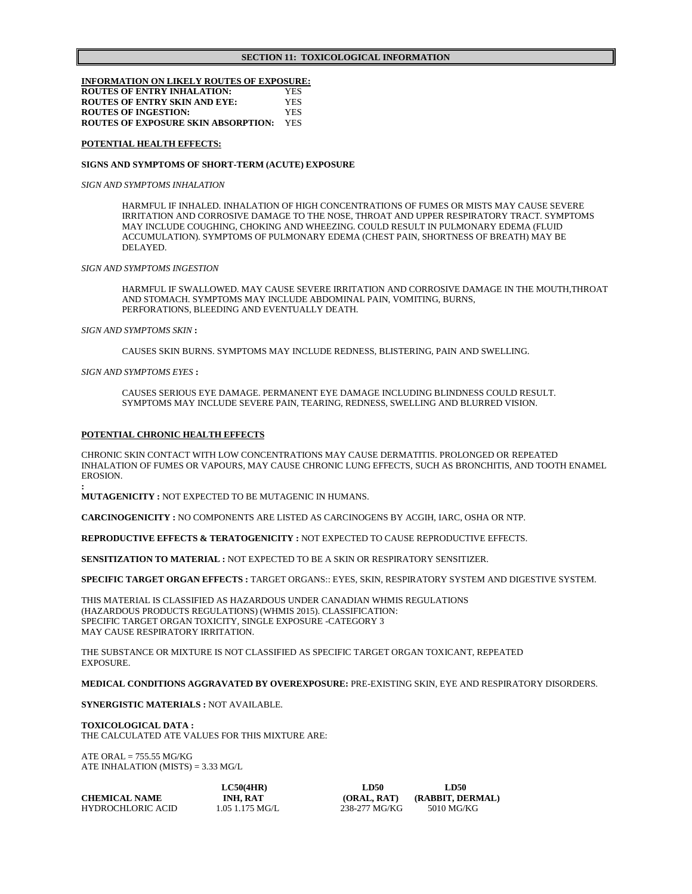## SECTION 11: TOXICOLOGICAL INFORMATION

**INFORMATION ON LIKELY ROUTES OF EXPOSURE:**

**ROUTES OF ENTRY INHALATION:** YES
**ROUTES OF ENTRY SKIN AND EYE:** YES
**ROUTES OF INGESTION:** YES
**ROUTES OF EXPOSURE SKIN ABSORPTION:** YES

**POTENTIAL HEALTH EFFECTS:**

**SIGNS AND SYMPTOMS OF SHORT-TERM (ACUTE) EXPOSURE**

*SIGN AND SYMPTOMS INHALATION*

HARMFUL IF INHALED. INHALATION OF HIGH CONCENTRATIONS OF FUMES OR MISTS MAY CAUSE SEVERE IRRITATION AND CORROSIVE DAMAGE TO THE NOSE, THROAT AND UPPER RESPIRATORY TRACT. SYMPTOMS MAY INCLUDE COUGHING, CHOKING AND WHEEZING. COULD RESULT IN PULMONARY EDEMA (FLUID ACCUMULATION). SYMPTOMS OF PULMONARY EDEMA (CHEST PAIN, SHORTNESS OF BREATH) MAY BE DELAYED.

*SIGN AND SYMPTOMS INGESTION*

HARMFUL IF SWALLOWED. MAY CAUSE SEVERE IRRITATION AND CORROSIVE DAMAGE IN THE MOUTH,THROAT AND STOMACH. SYMPTOMS MAY INCLUDE ABDOMINAL PAIN, VOMITING, BURNS, PERFORATIONS, BLEEDING AND EVENTUALLY DEATH.

*SIGN AND SYMPTOMS SKIN* **:**

CAUSES SKIN BURNS. SYMPTOMS MAY INCLUDE REDNESS, BLISTERING, PAIN AND SWELLING.

*SIGN AND SYMPTOMS EYES* **:**

CAUSES SERIOUS EYE DAMAGE. PERMANENT EYE DAMAGE INCLUDING BLINDNESS COULD RESULT. SYMPTOMS MAY INCLUDE SEVERE PAIN, TEARING, REDNESS, SWELLING AND BLURRED VISION.

**POTENTIAL CHRONIC HEALTH EFFECTS**

CHRONIC SKIN CONTACT WITH LOW CONCENTRATIONS MAY CAUSE DERMATITIS. PROLONGED OR REPEATED INHALATION OF FUMES OR VAPOURS, MAY CAUSE CHRONIC LUNG EFFECTS, SUCH AS BRONCHITIS, AND TOOTH ENAMEL EROSION.

**:**

**MUTAGENICITY :** NOT EXPECTED TO BE MUTAGENIC IN HUMANS.

**CARCINOGENICITY :** NO COMPONENTS ARE LISTED AS CARCINOGENS BY ACGIH, IARC, OSHA OR NTP.

**REPRODUCTIVE EFFECTS & TERATOGENICITY :** NOT EXPECTED TO CAUSE REPRODUCTIVE EFFECTS.

**SENSITIZATION TO MATERIAL :** NOT EXPECTED TO BE A SKIN OR RESPIRATORY SENSITIZER.

**SPECIFIC TARGET ORGAN EFFECTS :** TARGET ORGANS:: EYES, SKIN, RESPIRATORY SYSTEM AND DIGESTIVE SYSTEM.

THIS MATERIAL IS CLASSIFIED AS HAZARDOUS UNDER CANADIAN WHMIS REGULATIONS (HAZARDOUS PRODUCTS REGULATIONS) (WHMIS 2015). CLASSIFICATION:
SPECIFIC TARGET ORGAN TOXICITY, SINGLE EXPOSURE -CATEGORY 3
MAY CAUSE RESPIRATORY IRRITATION.

THE SUBSTANCE OR MIXTURE IS NOT CLASSIFIED AS SPECIFIC TARGET ORGAN TOXICANT, REPEATED EXPOSURE.

**MEDICAL CONDITIONS AGGRAVATED BY OVEREXPOSURE:** PRE-EXISTING SKIN, EYE AND RESPIRATORY DISORDERS.

**SYNERGISTIC MATERIALS :** NOT AVAILABLE.

**TOXICOLOGICAL DATA :**
THE CALCULATED ATE VALUES FOR THIS MIXTURE ARE:

ATE ORAL = 755.55 MG/KG
ATE INHALATION (MISTS) = 3.33 MG/L

| CHEMICAL NAME | LC50(4HR) INH, RAT | LD50 (ORAL, RAT) | LD50 (RABBIT, DERMAL) |
|---|---|---|---|
| HYDROCHLORIC ACID | 1.05 1.175 MG/L | 238-277 MG/KG | 5010 MG/KG |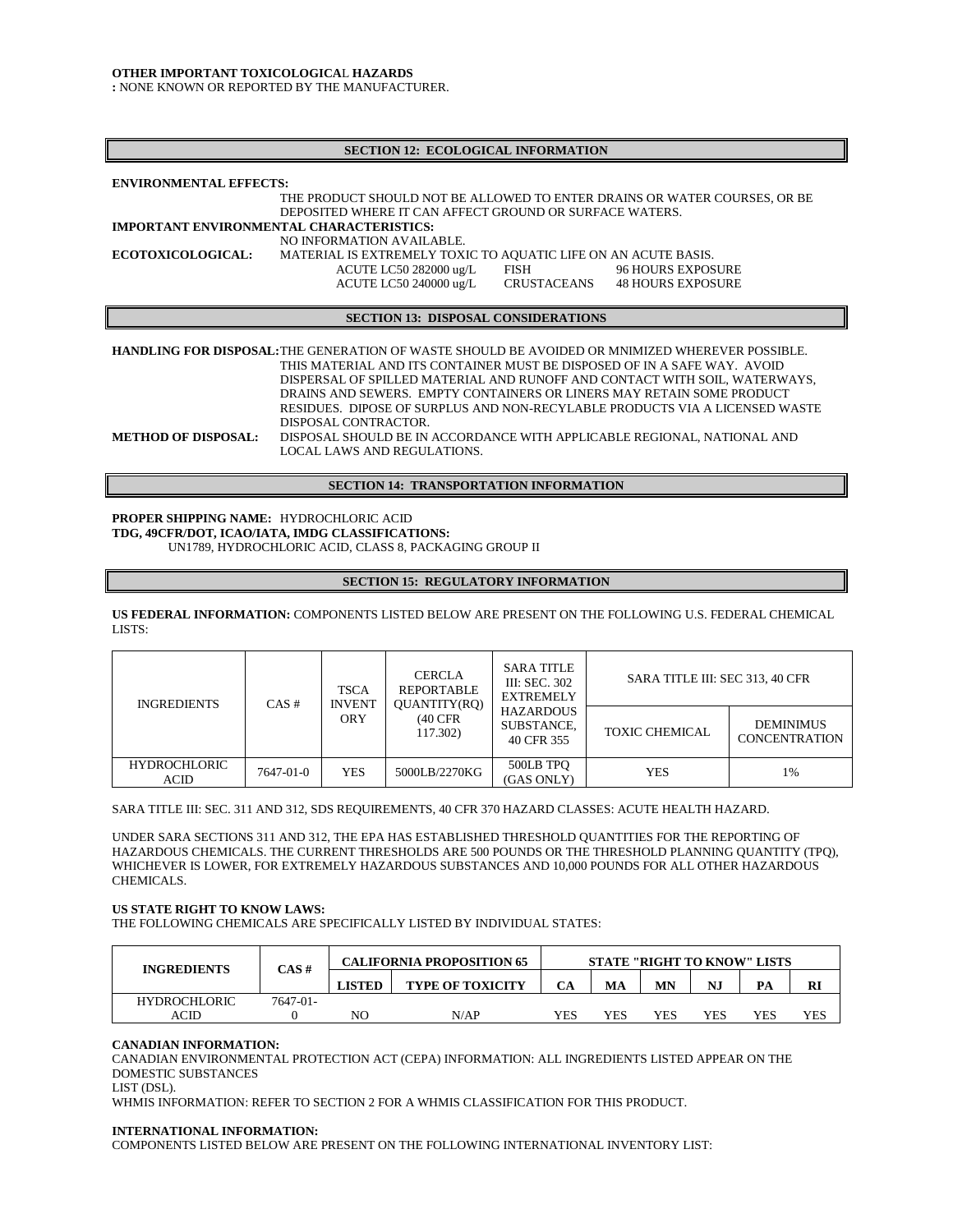**OTHER IMPORTANT TOXICOLOGICAL HAZARDS**
**:** NONE KNOWN OR REPORTED BY THE MANUFACTURER.

## SECTION 12: ECOLOGICAL INFORMATION

**ENVIRONMENTAL EFFECTS:**
THE PRODUCT SHOULD NOT BE ALLOWED TO ENTER DRAINS OR WATER COURSES, OR BE DEPOSITED WHERE IT CAN AFFECT GROUND OR SURFACE WATERS.

**IMPORTANT ENVIRONMENTAL CHARACTERISTICS:**
NO INFORMATION AVAILABLE.

**ECOTOXICOLOGICAL:** MATERIAL IS EXTREMELY TOXIC TO AQUATIC LIFE ON AN ACUTE BASIS.

| | | |
|---|---|---|
| ACUTE LC50 282000 ug/L | FISH | 96 HOURS EXPOSURE |
| ACUTE LC50 240000 ug/L | CRUSTACEANS | 48 HOURS EXPOSURE |

## SECTION 13: DISPOSAL CONSIDERATIONS

**HANDLING FOR DISPOSAL:** THE GENERATION OF WASTE SHOULD BE AVOIDED OR MNIMIZED WHEREVER POSSIBLE. THIS MATERIAL AND ITS CONTAINER MUST BE DISPOSED OF IN A SAFE WAY. AVOID DISPERSAL OF SPILLED MATERIAL AND RUNOFF AND CONTACT WITH SOIL, WATERWAYS, DRAINS AND SEWERS. EMPTY CONTAINERS OR LINERS MAY RETAIN SOME PRODUCT RESIDUES. DIPOSE OF SURPLUS AND NON-RECYLABLE PRODUCTS VIA A LICENSED WASTE DISPOSAL CONTRACTOR.

**METHOD OF DISPOSAL:** DISPOSAL SHOULD BE IN ACCORDANCE WITH APPLICABLE REGIONAL, NATIONAL AND LOCAL LAWS AND REGULATIONS.

## SECTION 14: TRANSPORTATION INFORMATION

**PROPER SHIPPING NAME:** HYDROCHLORIC ACID
**TDG, 49CFR/DOT, ICAO/IATA, IMDG CLASSIFICATIONS:**
UN1789, HYDROCHLORIC ACID, CLASS 8, PACKAGING GROUP II

## SECTION 15: REGULATORY INFORMATION

**US FEDERAL INFORMATION:** COMPONENTS LISTED BELOW ARE PRESENT ON THE FOLLOWING U.S. FEDERAL CHEMICAL LISTS:

| INGREDIENTS | CAS # | TSCA INVENTORY | CERCLA REPORTABLE QUANTITY(RQ) (40 CFR 117.302) | SARA TITLE III: SEC. 302 EXTREMELY HAZARDOUS SUBSTANCE, 40 CFR 355 | SARA TITLE III: SEC 313, 40 CFR | |
|---|---|---|---|---|---|---|
| | | | | | TOXIC CHEMICAL | DEMINIMUS CONCENTRATION |
| HYDROCHLORIC ACID | 7647-01-0 | YES | 5000LB/2270KG | 500LB TPQ (GAS ONLY) | YES | 1% |

SARA TITLE III: SEC. 311 AND 312, SDS REQUIREMENTS, 40 CFR 370 HAZARD CLASSES: ACUTE HEALTH HAZARD.

UNDER SARA SECTIONS 311 AND 312, THE EPA HAS ESTABLISHED THRESHOLD QUANTITIES FOR THE REPORTING OF HAZARDOUS CHEMICALS. THE CURRENT THRESHOLDS ARE 500 POUNDS OR THE THRESHOLD PLANNING QUANTITY (TPQ), WHICHEVER IS LOWER, FOR EXTREMELY HAZARDOUS SUBSTANCES AND 10,000 POUNDS FOR ALL OTHER HAZARDOUS CHEMICALS.

**US STATE RIGHT TO KNOW LAWS:**
THE FOLLOWING CHEMICALS ARE SPECIFICALLY LISTED BY INDIVIDUAL STATES:

| INGREDIENTS | CAS # | CALIFORNIA PROPOSITION 65 | | STATE "RIGHT TO KNOW" LISTS | | | | | |
|---|---|---|---|---|---|---|---|---|---|
| | | LISTED | TYPE OF TOXICITY | CA | MA | MN | NJ | PA | RI |
| HYDROCHLORIC ACID | 7647-01-0 | NO | N/AP | YES | YES | YES | YES | YES | YES |

**CANADIAN INFORMATION:**
CANADIAN ENVIRONMENTAL PROTECTION ACT (CEPA) INFORMATION: ALL INGREDIENTS LISTED APPEAR ON THE DOMESTIC SUBSTANCES
LIST (DSL).
WHMIS INFORMATION: REFER TO SECTION 2 FOR A WHMIS CLASSIFICATION FOR THIS PRODUCT.

**INTERNATIONAL INFORMATION:**
COMPONENTS LISTED BELOW ARE PRESENT ON THE FOLLOWING INTERNATIONAL INVENTORY LIST: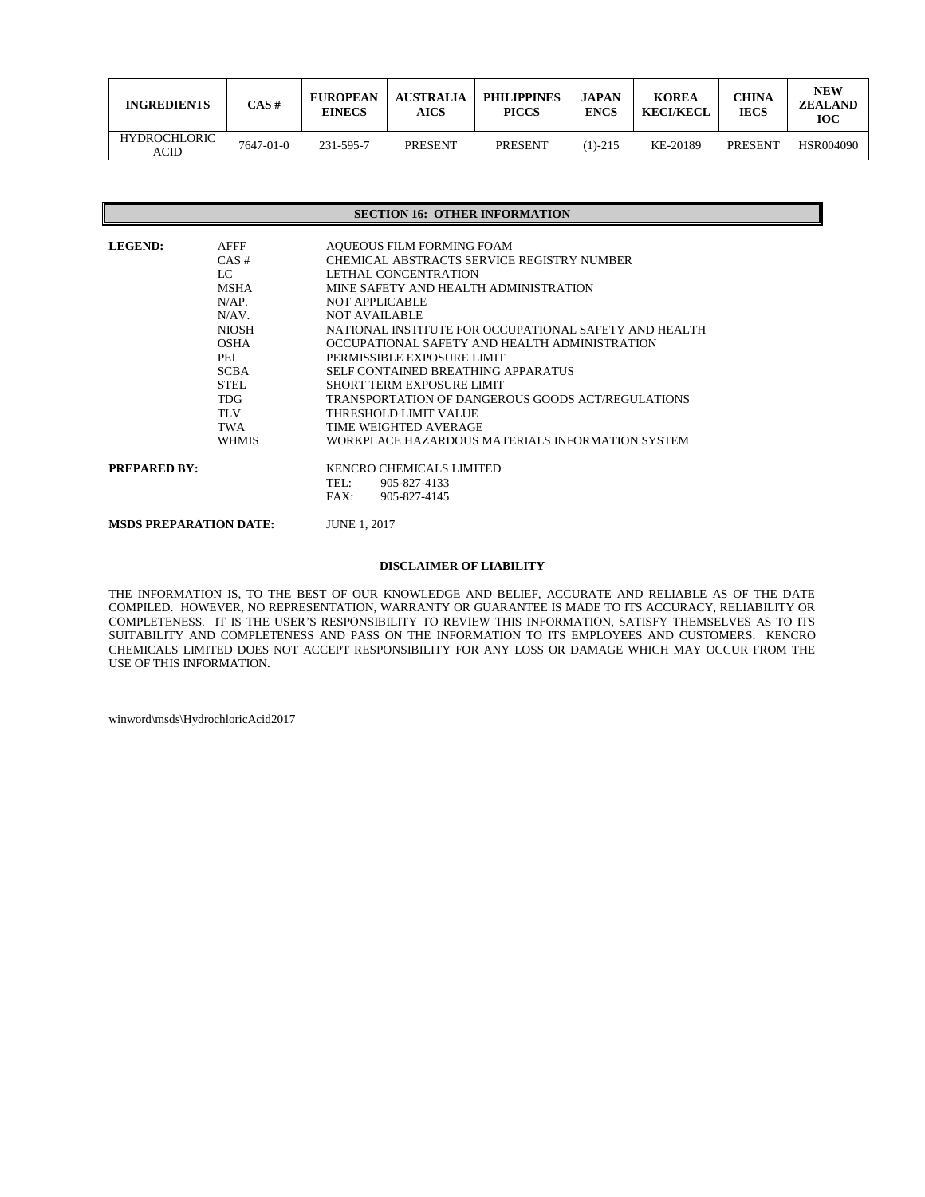| INGREDIENTS | CAS # | EUROPEAN EINECS | AUSTRALIA AICS | PHILIPPINES PICCS | JAPAN ENCS | KOREA KECI/KECL | CHINA IECS | NEW ZEALAND IOC |
|---|---|---|---|---|---|---|---|---|
| HYDROCHLORIC ACID | 7647-01-0 | 231-595-7 | PRESENT | PRESENT | (1)-215 | KE-20189 | PRESENT | HSR004090 |

## SECTION 16: OTHER INFORMATION

**LEGEND:**

| | |
|---|---|
| AFFF | AQUEOUS FILM FORMING FOAM |
| CAS # | CHEMICAL ABSTRACTS SERVICE REGISTRY NUMBER |
| LC | LETHAL CONCENTRATION |
| MSHA | MINE SAFETY AND HEALTH ADMINISTRATION |
| N/AP. | NOT APPLICABLE |
| N/AV. | NOT AVAILABLE |
| NIOSH | NATIONAL INSTITUTE FOR OCCUPATIONAL SAFETY AND HEALTH |
| OSHA | OCCUPATIONAL SAFETY AND HEALTH ADMINISTRATION |
| PEL | PERMISSIBLE EXPOSURE LIMIT |
| SCBA | SELF CONTAINED BREATHING APPARATUS |
| STEL | SHORT TERM EXPOSURE LIMIT |
| TDG | TRANSPORTATION OF DANGEROUS GOODS ACT/REGULATIONS |
| TLV | THRESHOLD LIMIT VALUE |
| TWA | TIME WEIGHTED AVERAGE |
| WHMIS | WORKPLACE HAZARDOUS MATERIALS INFORMATION SYSTEM |

**PREPARED BY:** KENCRO CHEMICALS LIMITED
TEL: 905-827-4133
FAX: 905-827-4145

**MSDS PREPARATION DATE:** JUNE 1, 2017

### DISCLAIMER OF LIABILITY

THE INFORMATION IS, TO THE BEST OF OUR KNOWLEDGE AND BELIEF, ACCURATE AND RELIABLE AS OF THE DATE COMPILED. HOWEVER, NO REPRESENTATION, WARRANTY OR GUARANTEE IS MADE TO ITS ACCURACY, RELIABILITY OR COMPLETENESS. IT IS THE USER'S RESPONSIBILITY TO REVIEW THIS INFORMATION, SATISFY THEMSELVES AS TO ITS SUITABILITY AND COMPLETENESS AND PASS ON THE INFORMATION TO ITS EMPLOYEES AND CUSTOMERS. KENCRO CHEMICALS LIMITED DOES NOT ACCEPT RESPONSIBILITY FOR ANY LOSS OR DAMAGE WHICH MAY OCCUR FROM THE USE OF THIS INFORMATION.

winword\msds\HydrochloricAcid2017